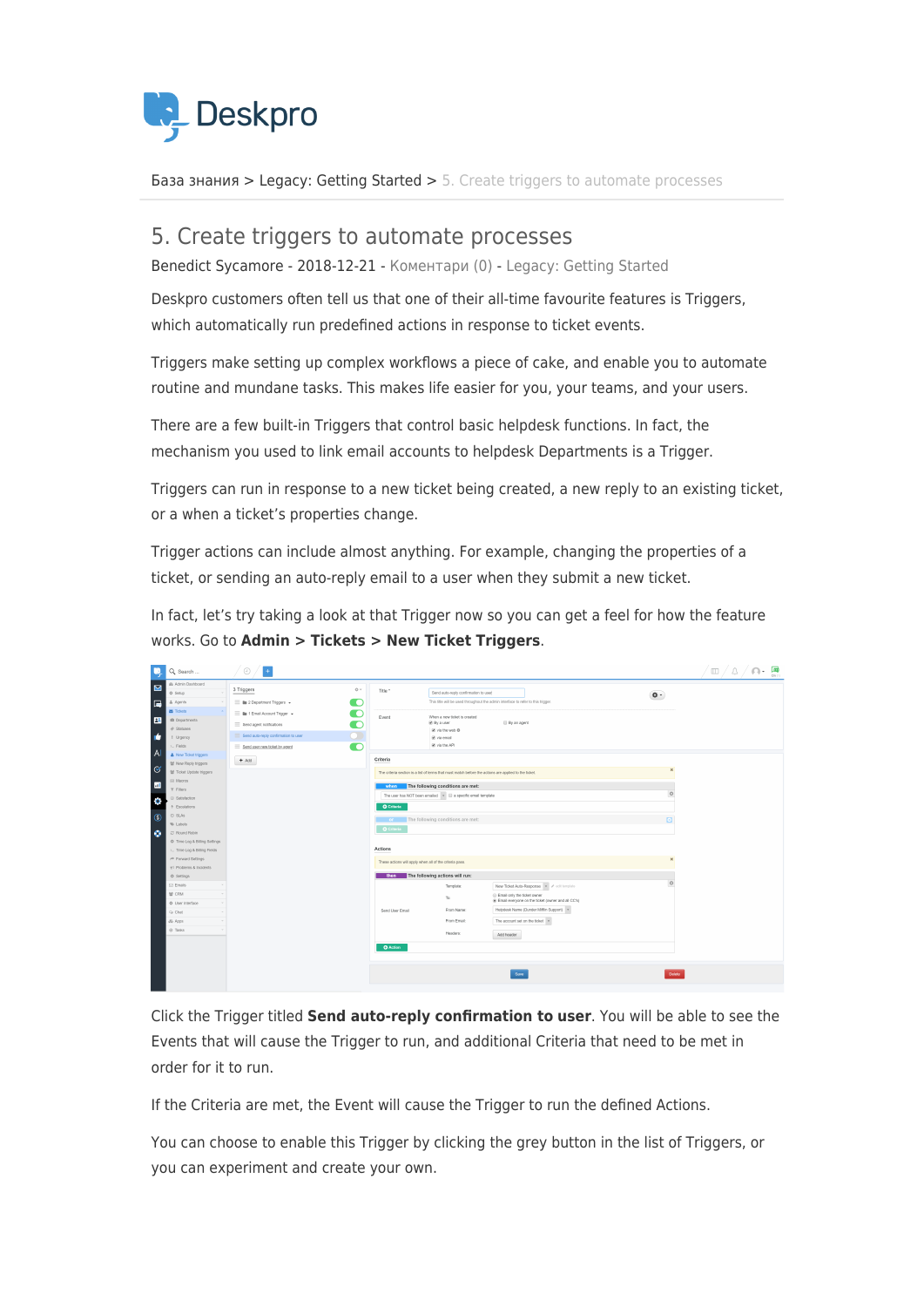Deskpro

База знания > Legacy: Getting Started > 5. Create triggers to automate processes

# 5. Create triggers to automate processes

Benedict Sycamore - 2018-12-21 - Коментари (0) - Legacy: Getting Started

Deskpro customers often tell us that one of their all-time favourite features is Triggers, which automatically run predefined actions in response to ticket events.

Triggers make setting up complex workflows a piece of cake, and enable you to automate routine and mundane tasks. This makes life easier for you, your teams, and your users.

There are a few built-in Triggers that control basic helpdesk functions. In fact, the mechanism you used to link email accounts to helpdesk Departments is a Trigger.

Triggers can run in response to a new ticket being created, a new reply to an existing ticket, or a when a ticket's properties change.

Trigger actions can include almost anything. For example, changing the properties of a ticket, or sending an auto-reply email to a user when they submit a new ticket.

In fact, let's try taking a look at that Trigger now so you can get a feel for how the feature works. Go to **Admin > Tickets > New Ticket Triggers**.

Click the Trigger titled **Send auto-reply confirmation to user**. You will be able to see the Events that will cause the Trigger to run, and additional Criteria that need to be met in order for it to run.

If the Criteria are met, the Event will cause the Trigger to run the defined Actions.

You can choose to enable this Trigger by clicking the grey button in the list of Triggers, or you can experiment and create your own.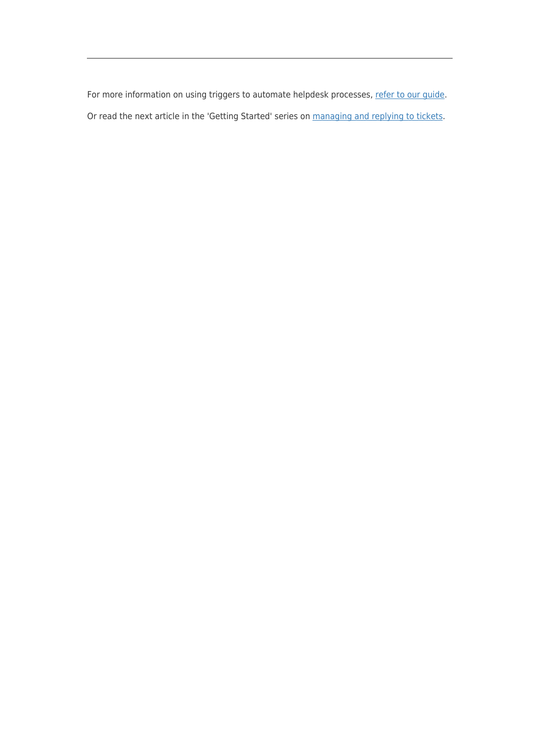---

For more information on using triggers to automate helpdesk processes, refer to our guide.

Or read the next article in the 'Getting Started' series on managing and replying to tickets.